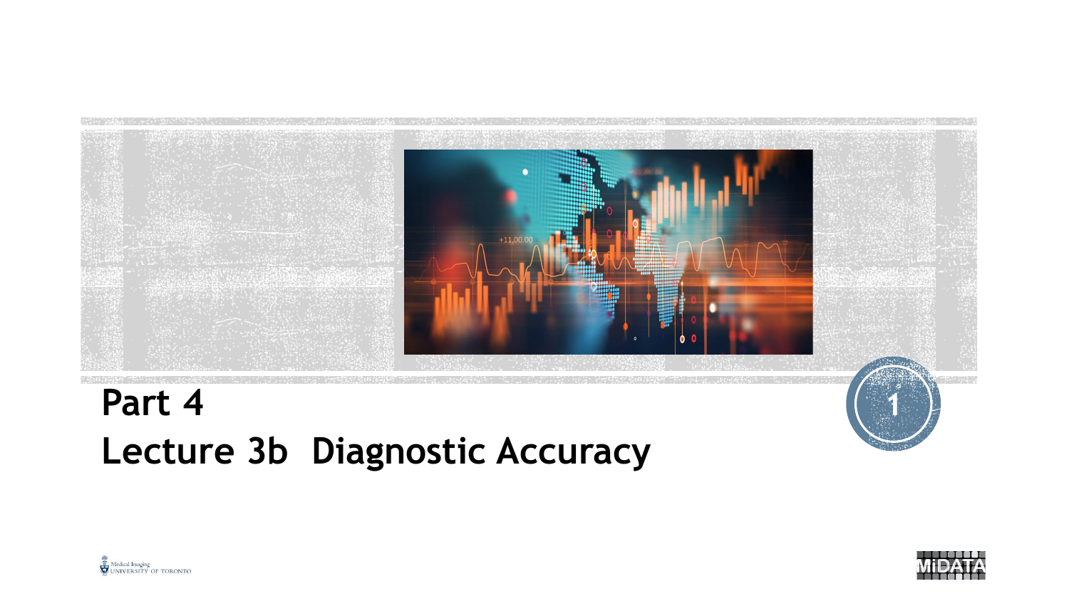# Part 4

# Lecture 3b Diagnostic Accuracy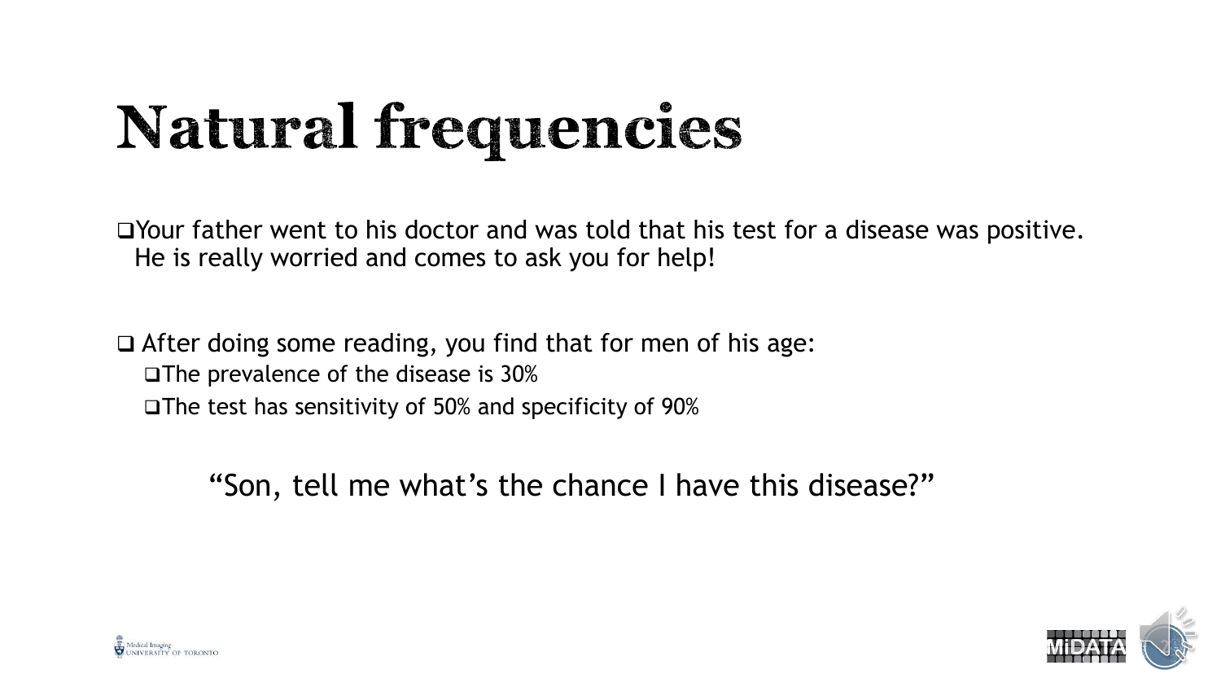# Natural frequencies

- Your father went to his doctor and was told that his test for a disease was positive. He is really worried and comes to ask you for help!

- After doing some reading, you find that for men of his age:
  - The prevalence of the disease is 30%
  - The test has sensitivity of 50% and specificity of 90%

"Son, tell me what's the chance I have this disease?"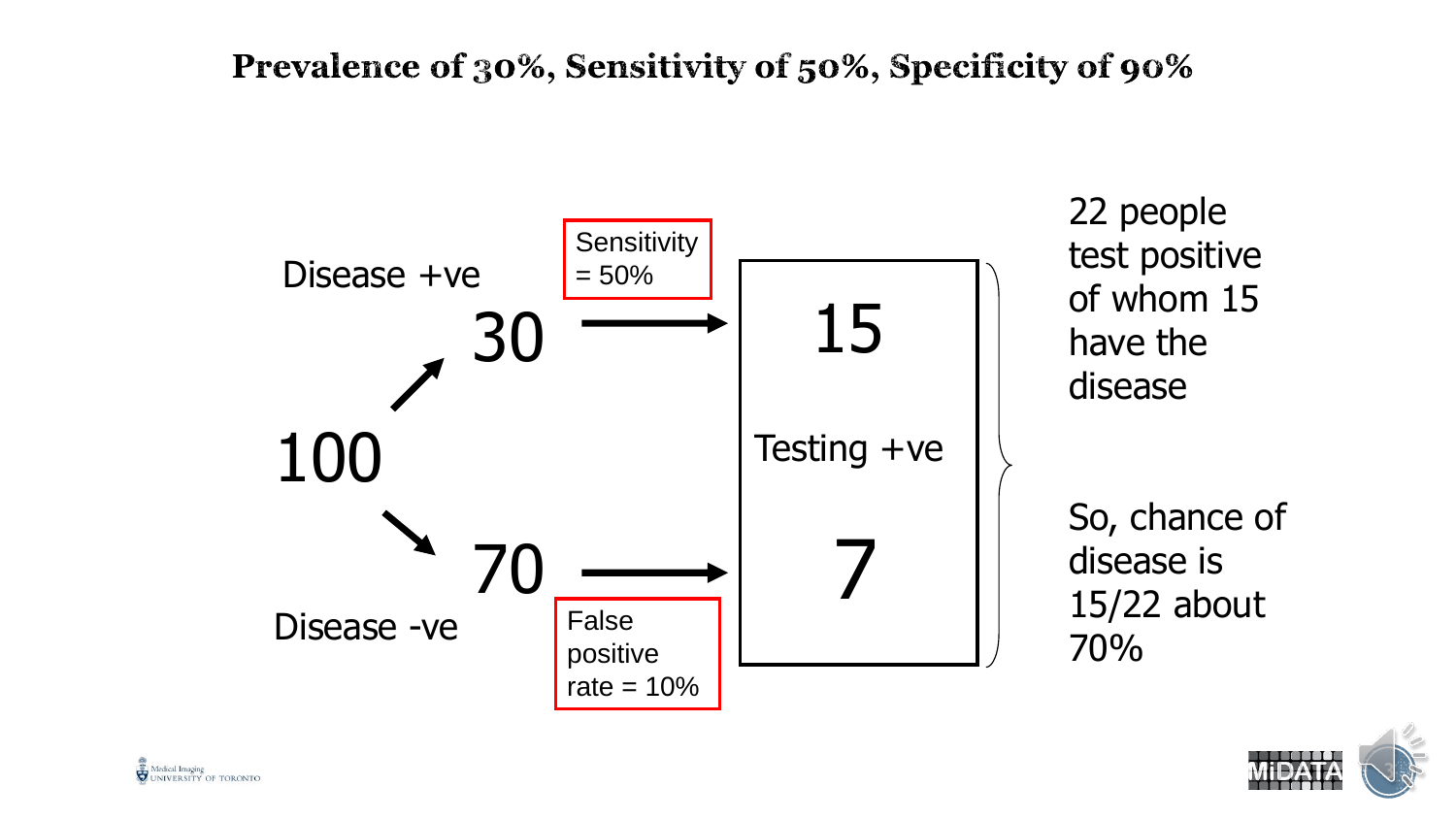# Prevalence of 30%, Sensitivity of 50%, Specificity of 90%

Disease +ve

30

Sensitivity = 50%

15

100

Testing +ve

70

False positive rate = 10%

7

Disease -ve

22 people test positive of whom 15 have the disease

So, chance of disease is 15/22 about 70%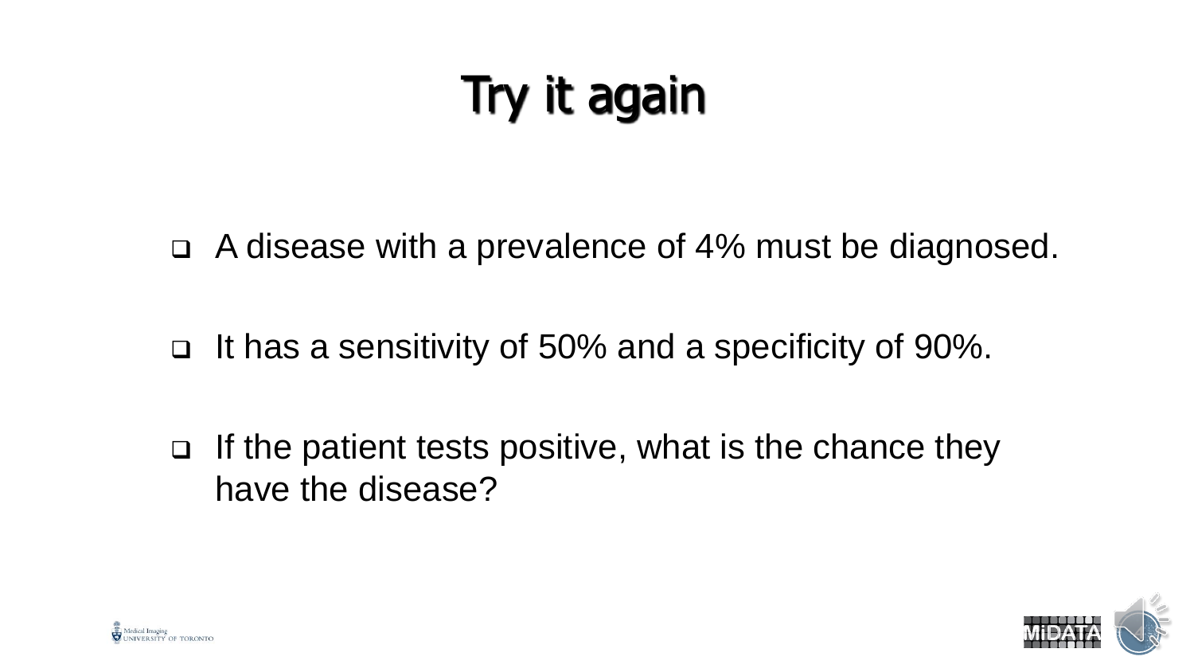# Try it again

- A disease with a prevalence of 4% must be diagnosed.
- It has a sensitivity of 50% and a specificity of 90%.
- If the patient tests positive, what is the chance they have the disease?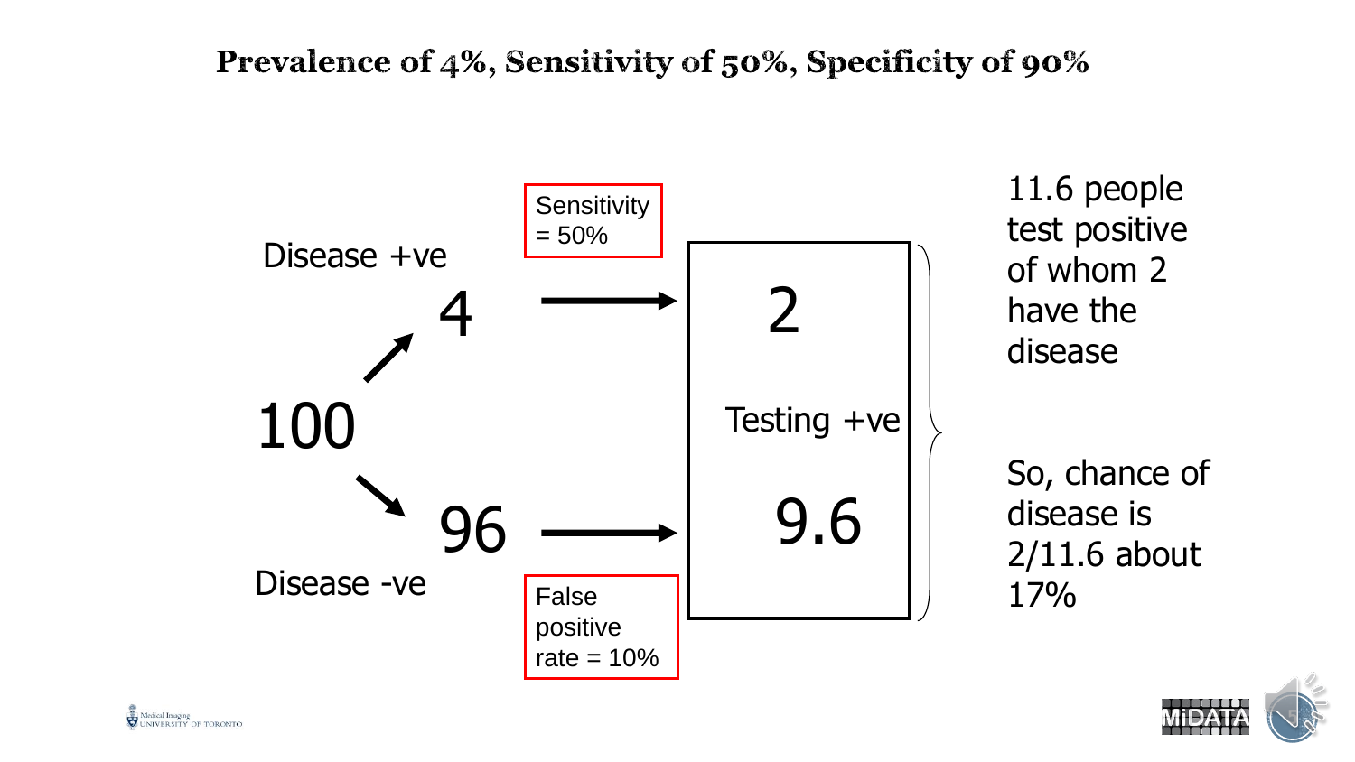# Prevalence of 4%, Sensitivity of 50%, Specificity of 90%

Disease +ve

4

100

96

Disease -ve

Sensitivity = 50%

False positive rate = 10%

2

Testing +ve

9.6

11.6 people test positive of whom 2 have the disease

So, chance of disease is 2/11.6 about 17%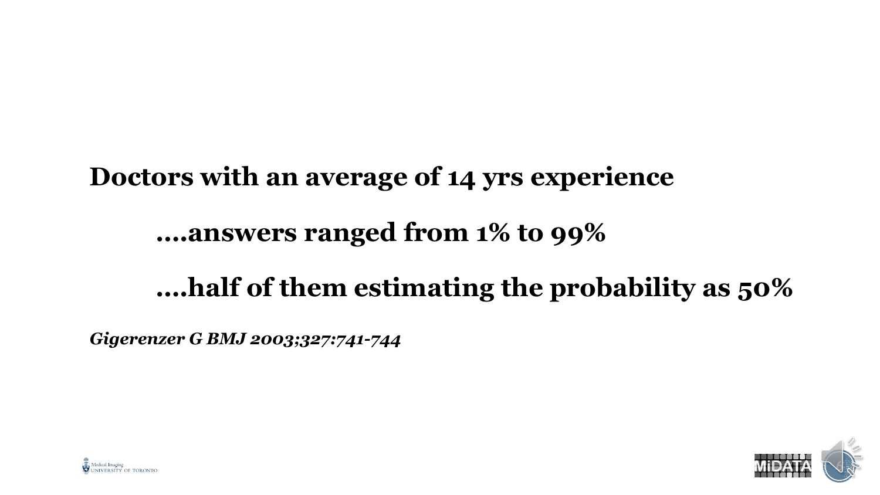**Doctors with an average of 14 yrs experience**

**....answers ranged from 1% to 99%**

**....half of them estimating the probability as 50%**

***Gigerenzer G BMJ 2003;327:741-744***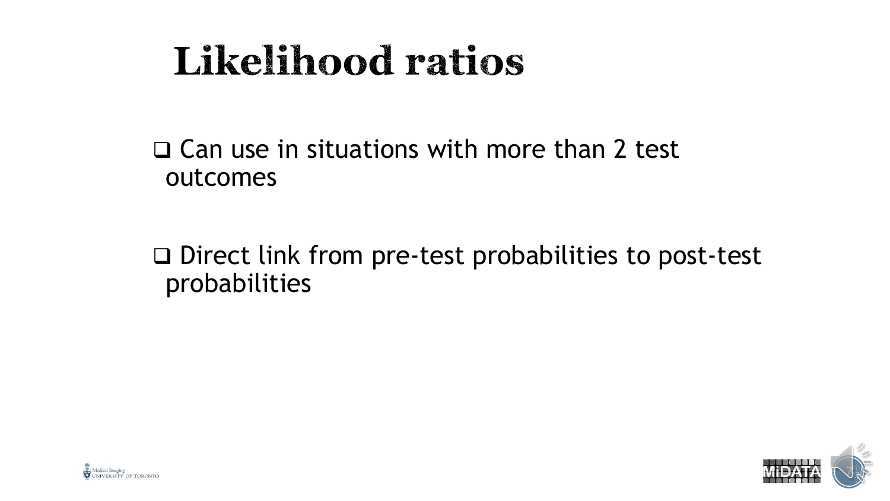# Likelihood ratios

- Can use in situations with more than 2 test outcomes

- Direct link from pre-test probabilities to post-test probabilities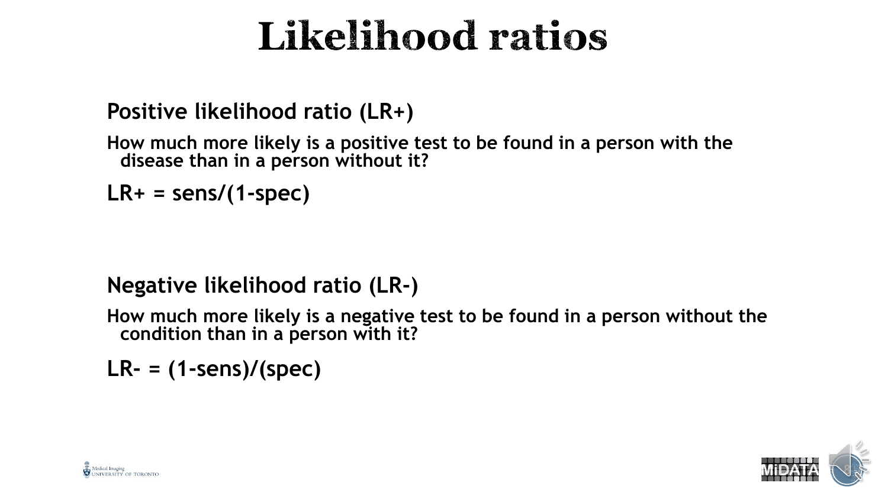# Likelihood ratios

## Positive likelihood ratio (LR+)

**How much more likely is a positive test to be found in a person with the disease than in a person without it?**

**LR+ = sens/(1-spec)**

## Negative likelihood ratio (LR-)

**How much more likely is a negative test to be found in a person without the condition than in a person with it?**

**LR- = (1-sens)/(spec)**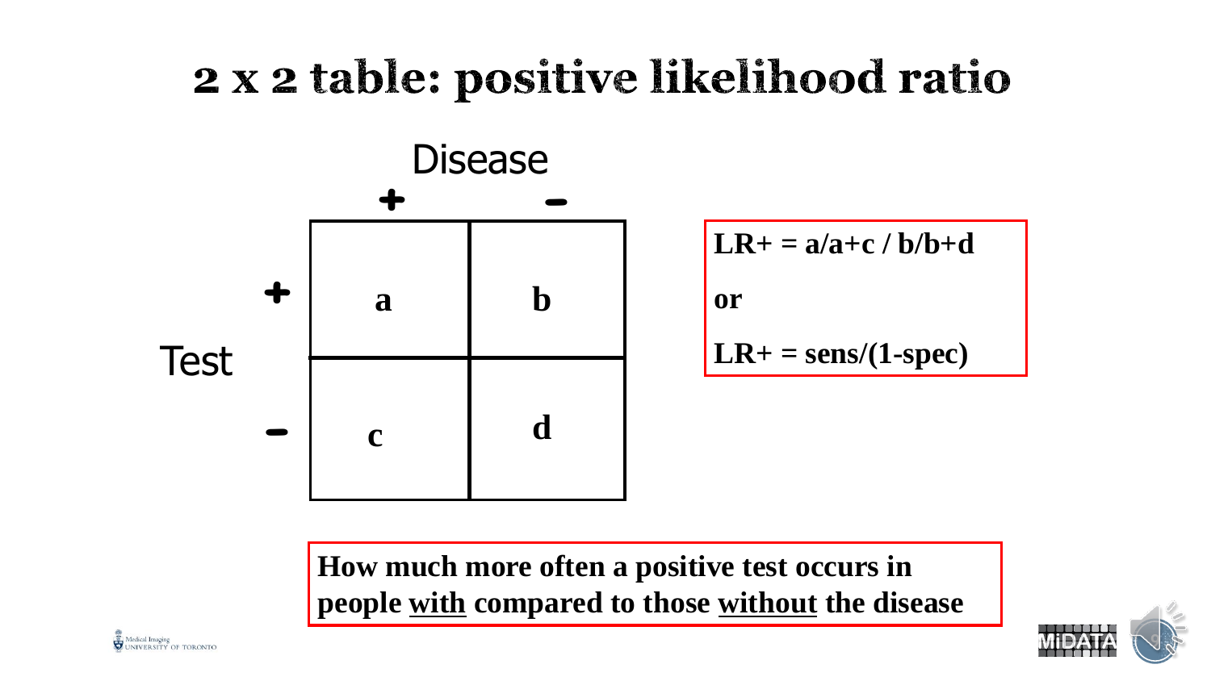# 2 x 2 table: positive likelihood ratio

| | | Disease + | Disease − |
|---|---|---|---|
| **Test** | **+** | **a** | **b** |
| | **−** | **c** | **d** |

**LR+ = a/a+c / b/b+d**

**or**

**LR+ = sens/(1-spec)**

**How much more often a positive test occurs in people with compared to those without the disease**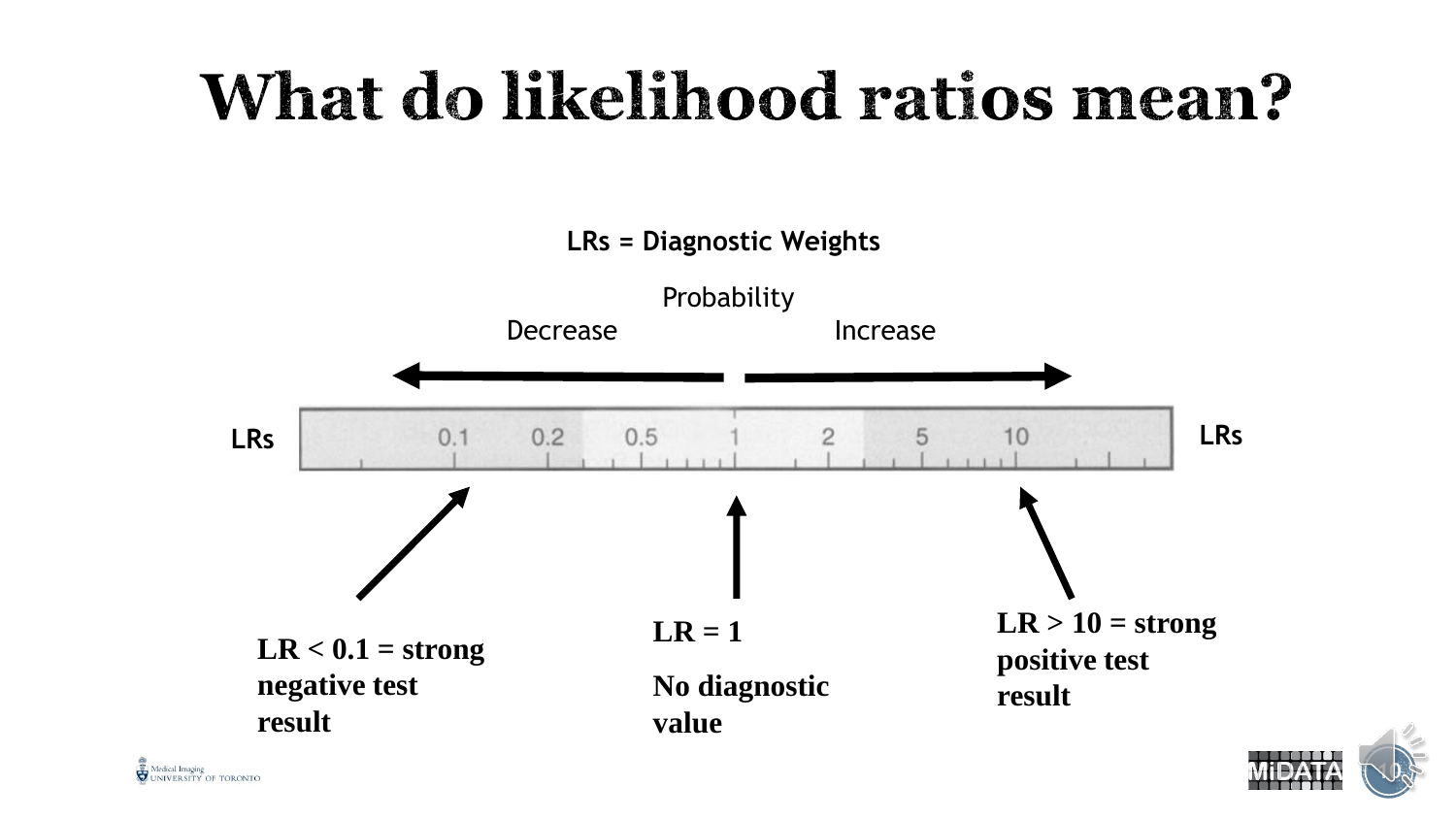# What do likelihood ratios mean?

**LRs = Diagnostic Weights**

Probability

Decrease — Increase

LRs | 0.1 | 0.2 | 0.5 | 1 | 2 | 5 | 10 | LRs

**LR < 0.1 = strong negative test result**

**LR = 1**

**No diagnostic value**

**LR > 10 = strong positive test result**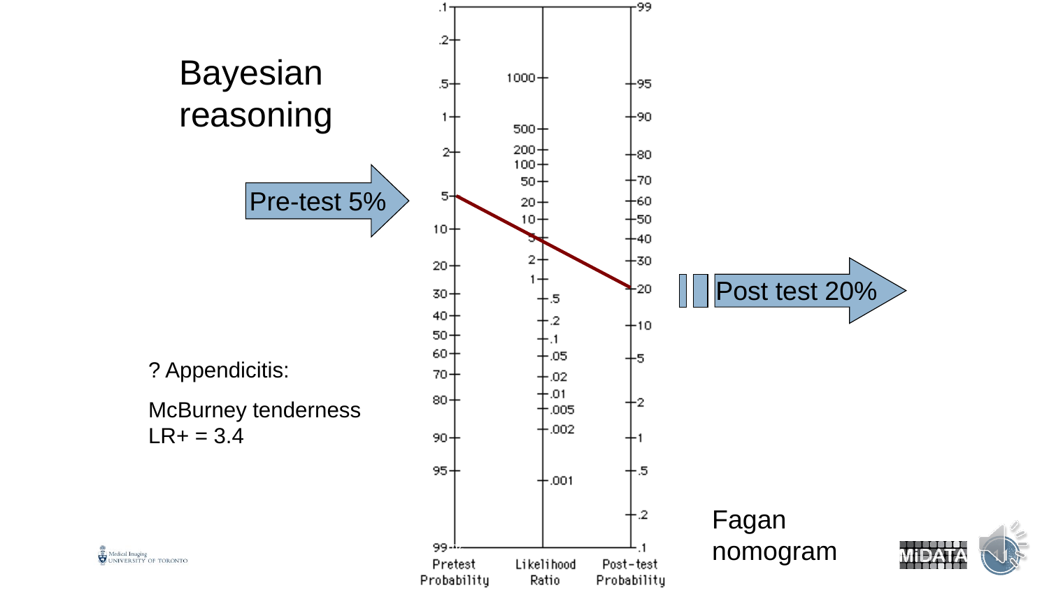# Bayesian reasoning

Pre-test 5%

Post test 20%

? Appendicitis:

McBurney tenderness
LR+ = 3.4

| Pretest Probability | Likelihood Ratio | Post-test Probability |
|---|---|---|
| .1 | | 99 |
| .2 | | |
| .5 | 1000 | 95 |
| 1 | 500 | 90 |
| 2 | 200 | 80 |
| | 100 | 70 |
| 5 | 50 | 60 |
| | 20 | 50 |
| 10 | 10 | 40 |
| | 5 | 30 |
| 20 | 2 | 20 |
| 30 | 1 | 10 |
| 40 | .5 | 5 |
| 50 | .2 | 2 |
| 60 | .1 | 1 |
| 70 | .05 | .5 |
| 80 | .02 | .2 |
| 90 | .01 | .1 |
| 95 | .005 | |
| 99 | .002 | |
| | .001 | |

Fagan nomogram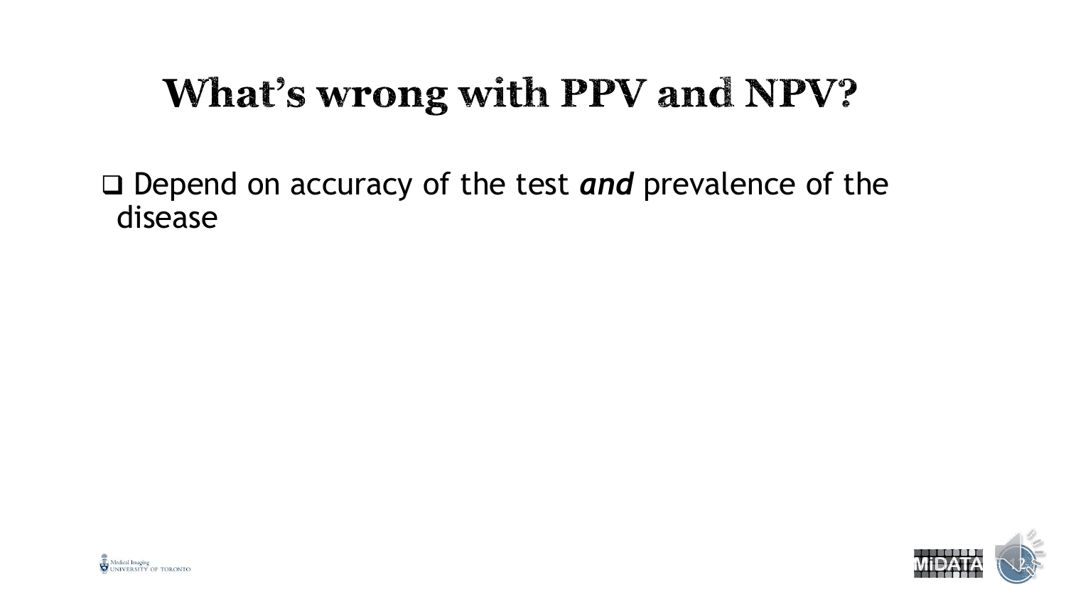# What's wrong with PPV and NPV?

- Depend on accuracy of the test ***and*** prevalence of the disease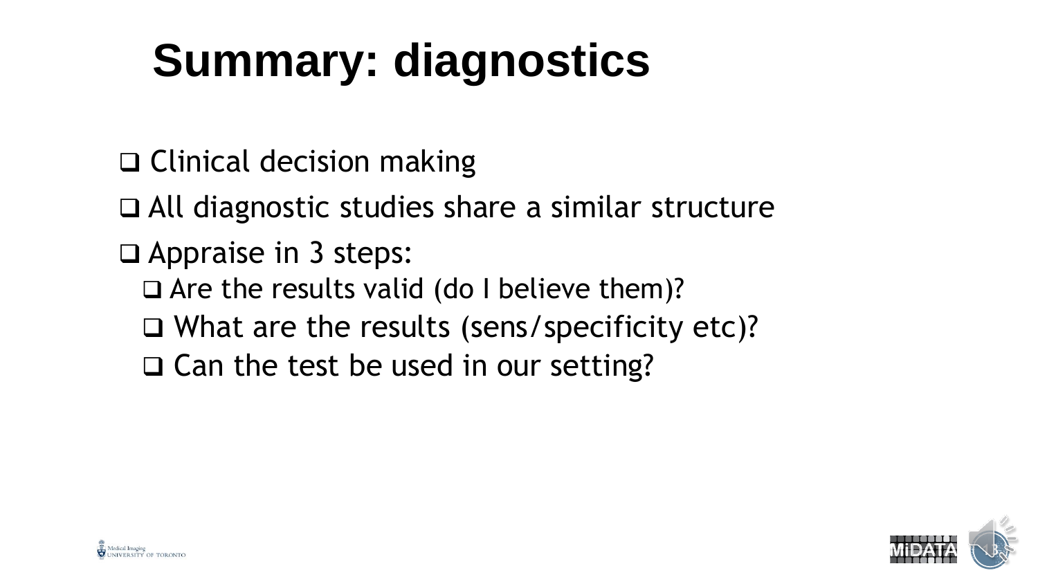# Summary: diagnostics

- ❑ Clinical decision making
- ❑ All diagnostic studies share a similar structure
- ❑ Appraise in 3 steps:
  - ❑ Are the results valid (do I believe them)?
  - ❑ What are the results (sens/specificity etc)?
  - ❑ Can the test be used in our setting?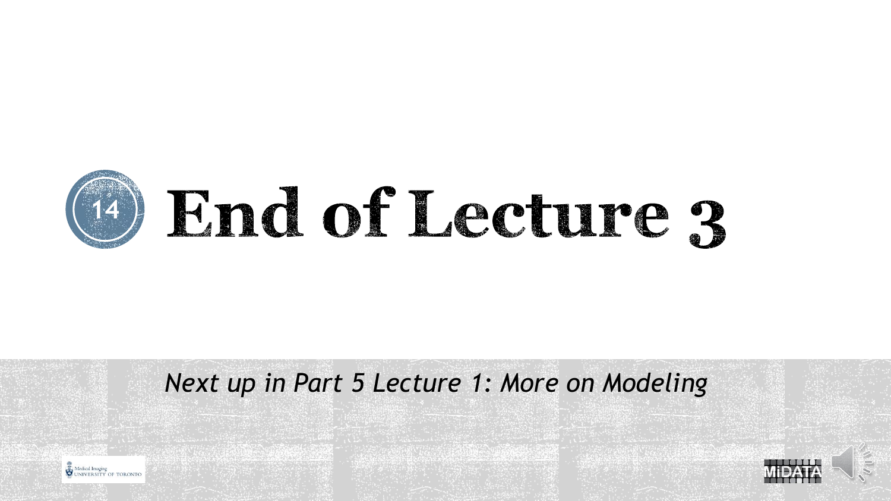# End of Lecture 3

*Next up in Part 5 Lecture 1: More on Modeling*